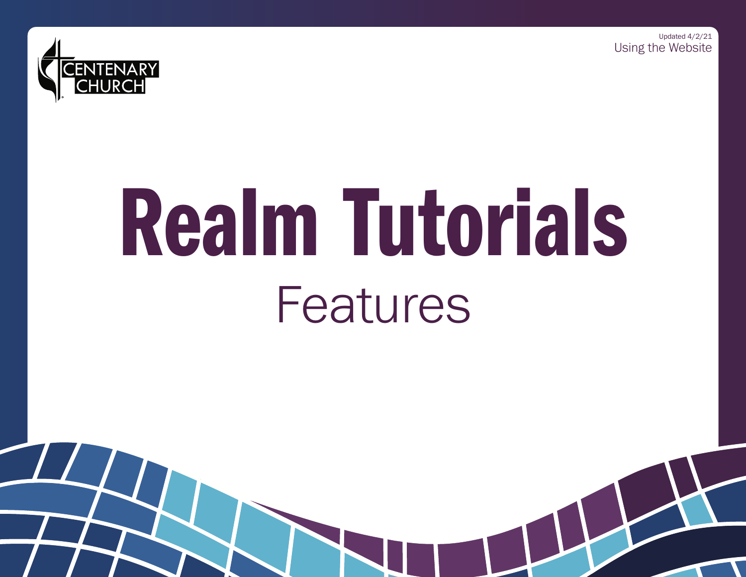Updated 4/2/21

Using the Website

CENTENARY CHURCH

# Realm Tutorials

## Features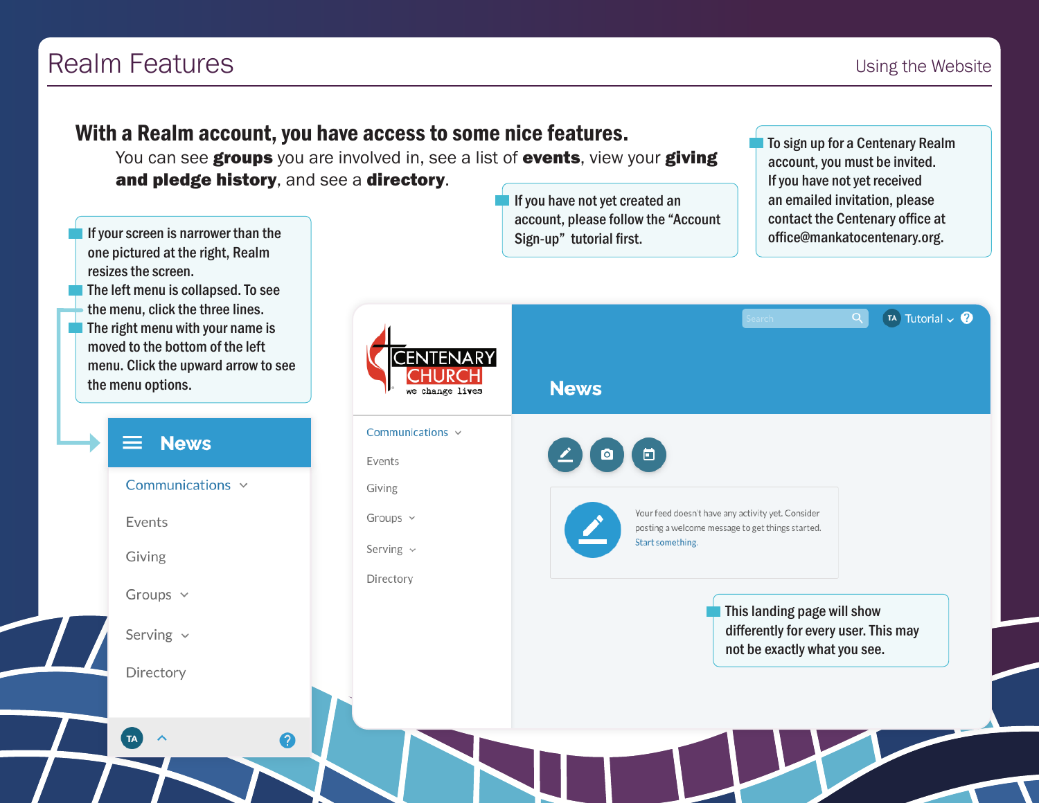# Realm Features

Using the Website

**With a Realm account, you have access to some nice features.**
You can see **groups** you are involved in, see a list of **events**, view your **giving and pledge history**, and see a **directory**.

- If you have not yet created an account, please follow the "Account Sign-up" tutorial first.

- To sign up for a Centenary Realm account, you must be invited. If you have not yet received an emailed invitation, please contact the Centenary office at office@mankatocentenary.org.

- If your screen is narrower than the one pictured at the right, Realm resizes the screen.
- The left menu is collapsed. To see the menu, click the three lines.
- The right menu with your name is moved to the bottom of the left menu. Click the upward arrow to see the menu options.

- This landing page will show differently for every user. This may not be exactly what you see.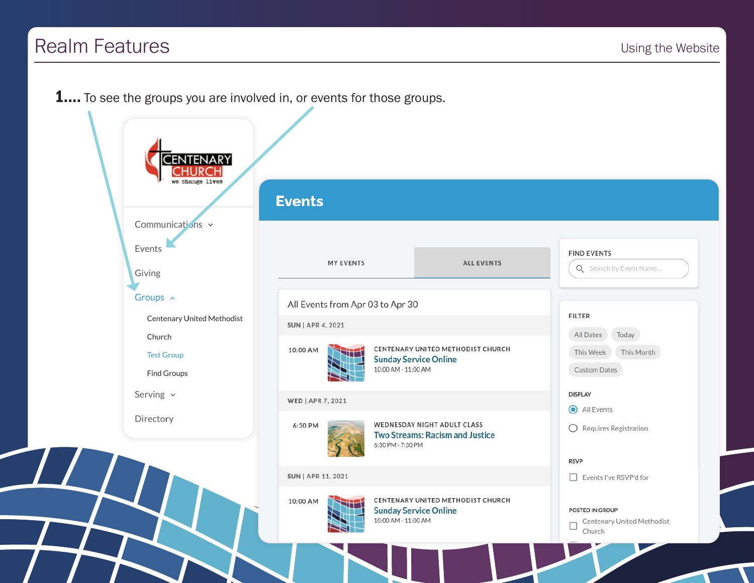# Realm Features

Using the Website

**1....** To see the groups you are involved in, or events for those groups.

Communications
Events
Giving
Groups
- Centenary United Methodist Church
- Test Group
- Find Groups

Serving
Directory

## Events

MY EVENTS | ALL EVENTS

All Events from Apr 03 to Apr 30

**SUN | APR 4, 2021**

10:00 AM — CENTENARY UNITED METHODIST CHURCH
Sunday Service Online
10:00 AM - 11:00 AM

**WED | APR 7, 2021**

6:30 PM — WEDNESDAY NIGHT ADULT CLASS
Two Streams: Racism and Justice
6:30 PM - 7:30 PM

**SUN | APR 11, 2021**

10:00 AM — CENTENARY UNITED METHODIST CHURCH
Sunday Service Online
10:00 AM - 11:00 AM

FIND EVENTS
Search by Event Name...

FILTER
All Dates | Today | This Week | This Month | Custom Dates

DISPLAY
- All Events
- Requires Registration

RSVP
- Events I've RSVP'd for

POSTED IN GROUP
- Centenary United Methodist Church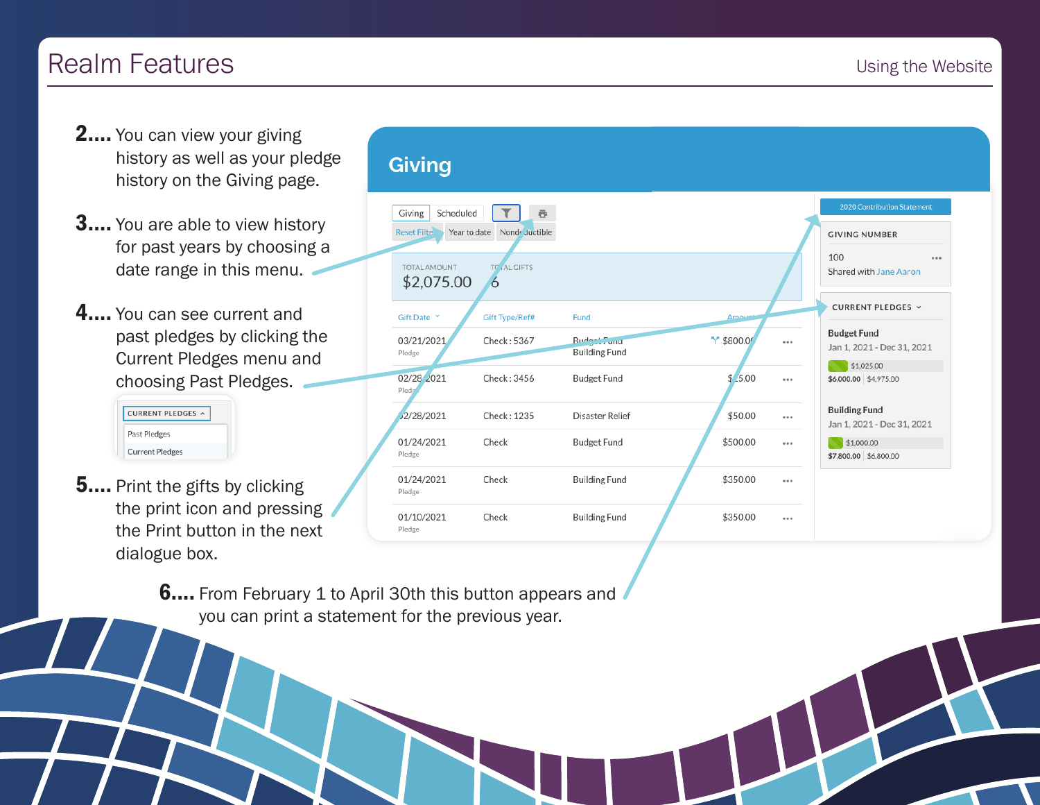# Realm Features

**2....** You can view your giving history as well as your pledge history on the Giving page.

**3....** You are able to view history for past years by choosing a date range in this menu.

**4....** You can see current and past pledges by clicking the Current Pledges menu and choosing Past Pledges.

**5....** Print the gifts by clicking the print icon and pressing the Print button in the next dialogue box.

**6....** From February 1 to April 30th this button appears and you can print a statement for the previous year.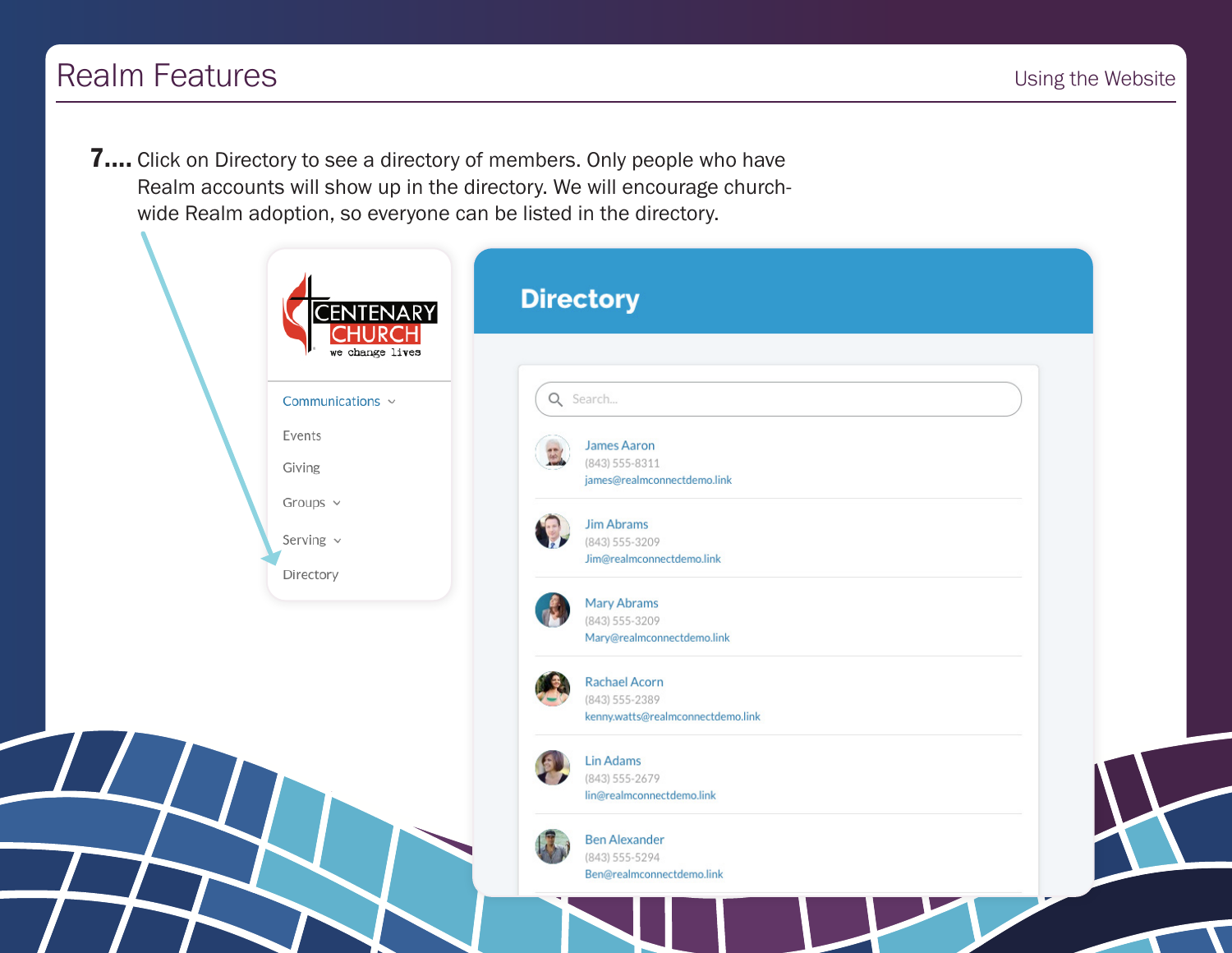# Realm Features

Using the Website

7.... Click on Directory to see a directory of members. Only people who have Realm accounts will show up in the directory. We will encourage church-wide Realm adoption, so everyone can be listed in the directory.

CENTENARY CHURCH
we change lives

Communications
Events
Giving
Groups
Serving
Directory

## Directory

Search...

James Aaron
(843) 555-8311
james@realmconnectdemo.link

Jim Abrams
(843) 555-3209
Jim@realmconnectdemo.link

Mary Abrams
(843) 555-3209
Mary@realmconnectdemo.link

Rachael Acorn
(843) 555-2389
kenny.watts@realmconnectdemo.link

Lin Adams
(843) 555-2679
lin@realmconnectdemo.link

Ben Alexander
(843) 555-5294
Ben@realmconnectdemo.link